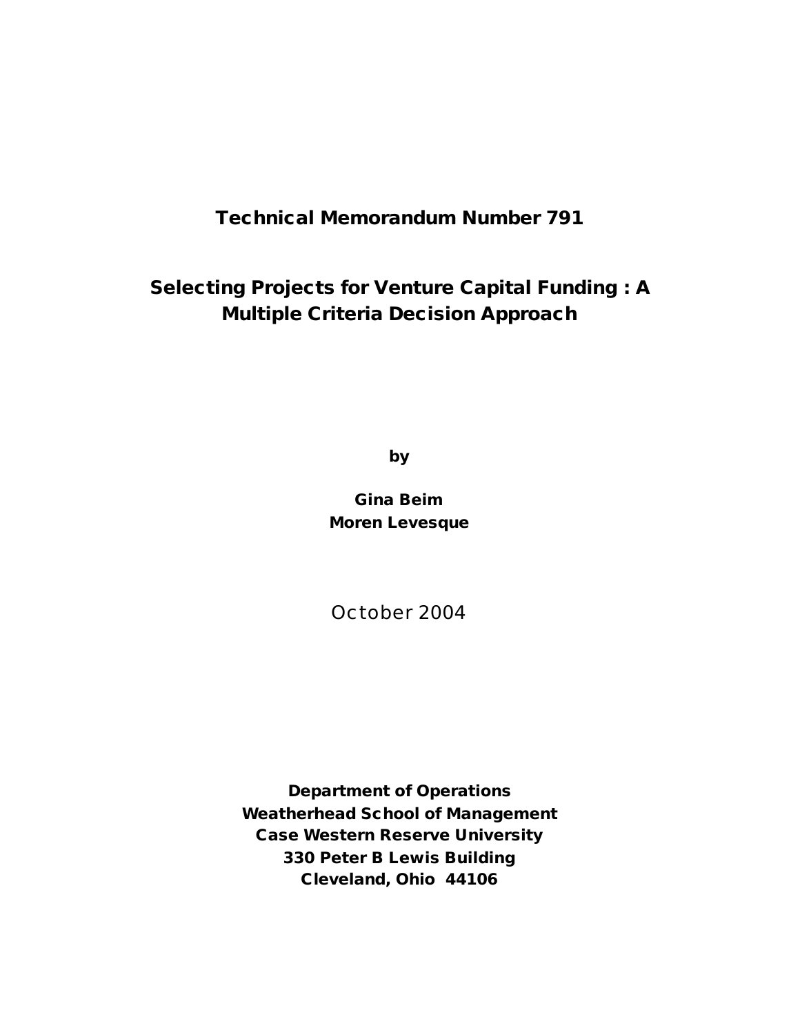# Technical Memorandum Number 791

## Selecting Projects for Venture Capital Funding : A Multiple Criteria Decision Approach

**by**

**Gina Beim**
**Moren Levesque**

October 2004

**Department of Operations**
**Weatherhead School of Management**
**Case Western Reserve University**
**330 Peter B Lewis Building**
**Cleveland, Ohio 44106**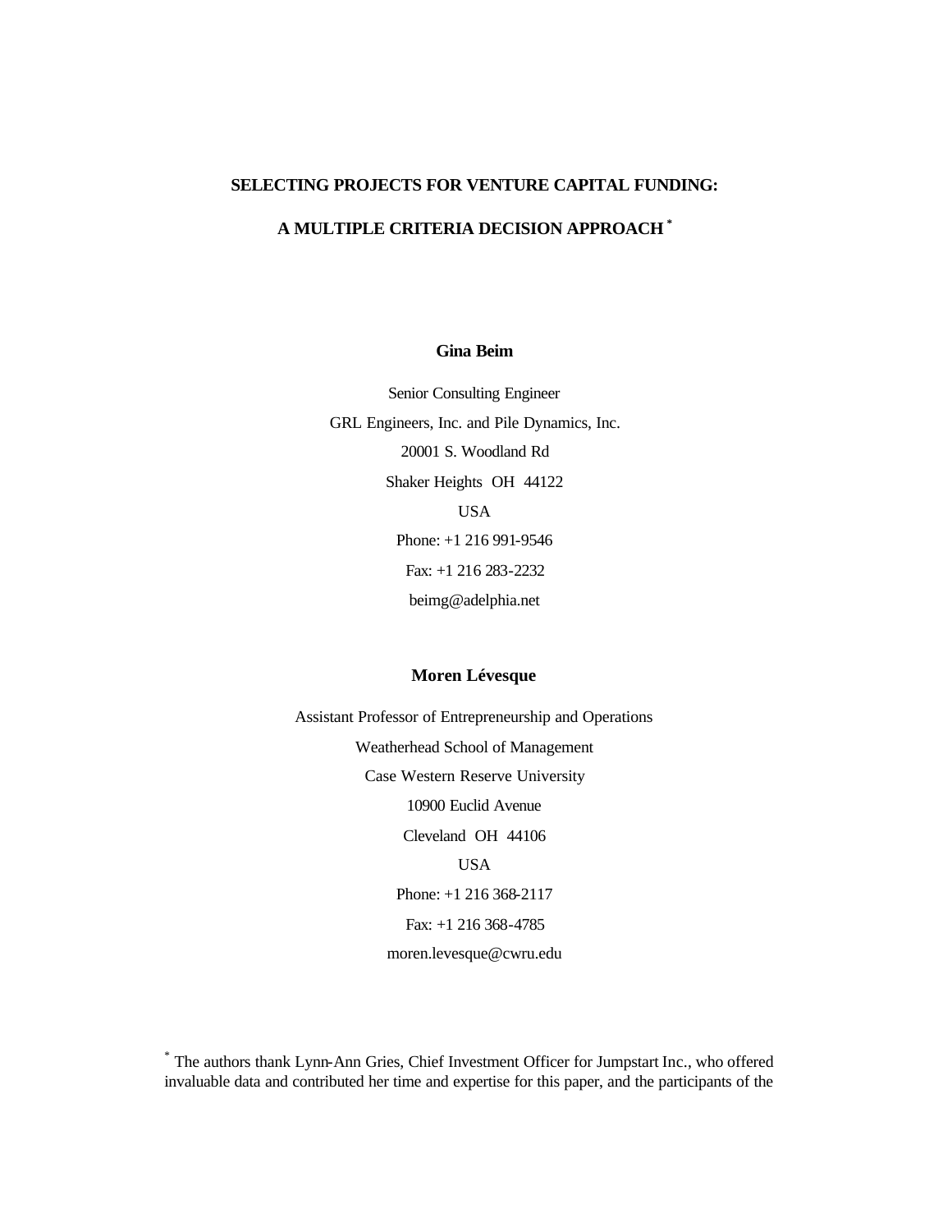# SELECTING PROJECTS FOR VENTURE CAPITAL FUNDING:

# A MULTIPLE CRITERIA DECISION APPROACH [*]

**Gina Beim**

Senior Consulting Engineer

GRL Engineers, Inc. and Pile Dynamics, Inc.

20001 S. Woodland Rd

Shaker Heights OH 44122

USA

Phone: +1 216 991-9546

Fax: +1 216 283-2232

beimg@adelphia.net

**Moren Lévesque**

Assistant Professor of Entrepreneurship and Operations

Weatherhead School of Management

Case Western Reserve University

10900 Euclid Avenue

Cleveland OH 44106

USA

Phone: +1 216 368-2117

Fax: +1 216 368-4785

moren.levesque@cwru.edu

[*] The authors thank Lynn-Ann Gries, Chief Investment Officer for Jumpstart Inc., who offered invaluable data and contributed her time and expertise for this paper, and the participants of the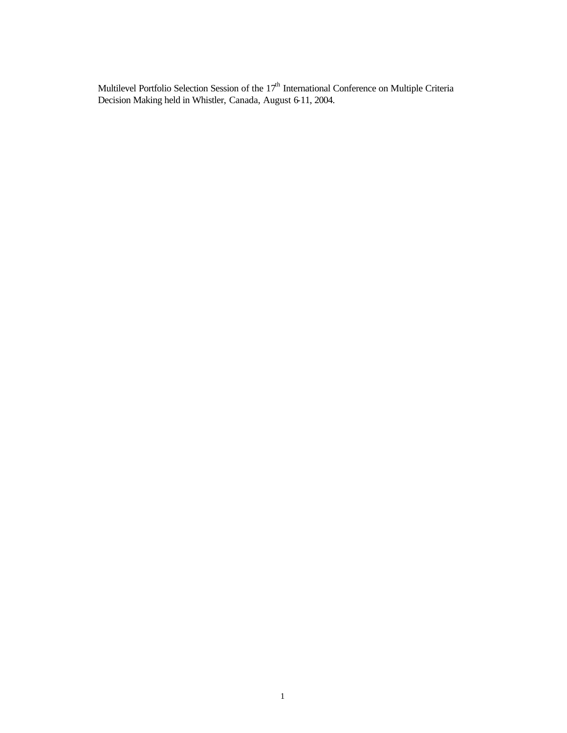Multilevel Portfolio Selection Session of the 17th International Conference on Multiple Criteria Decision Making held in Whistler, Canada, August 6-11, 2004.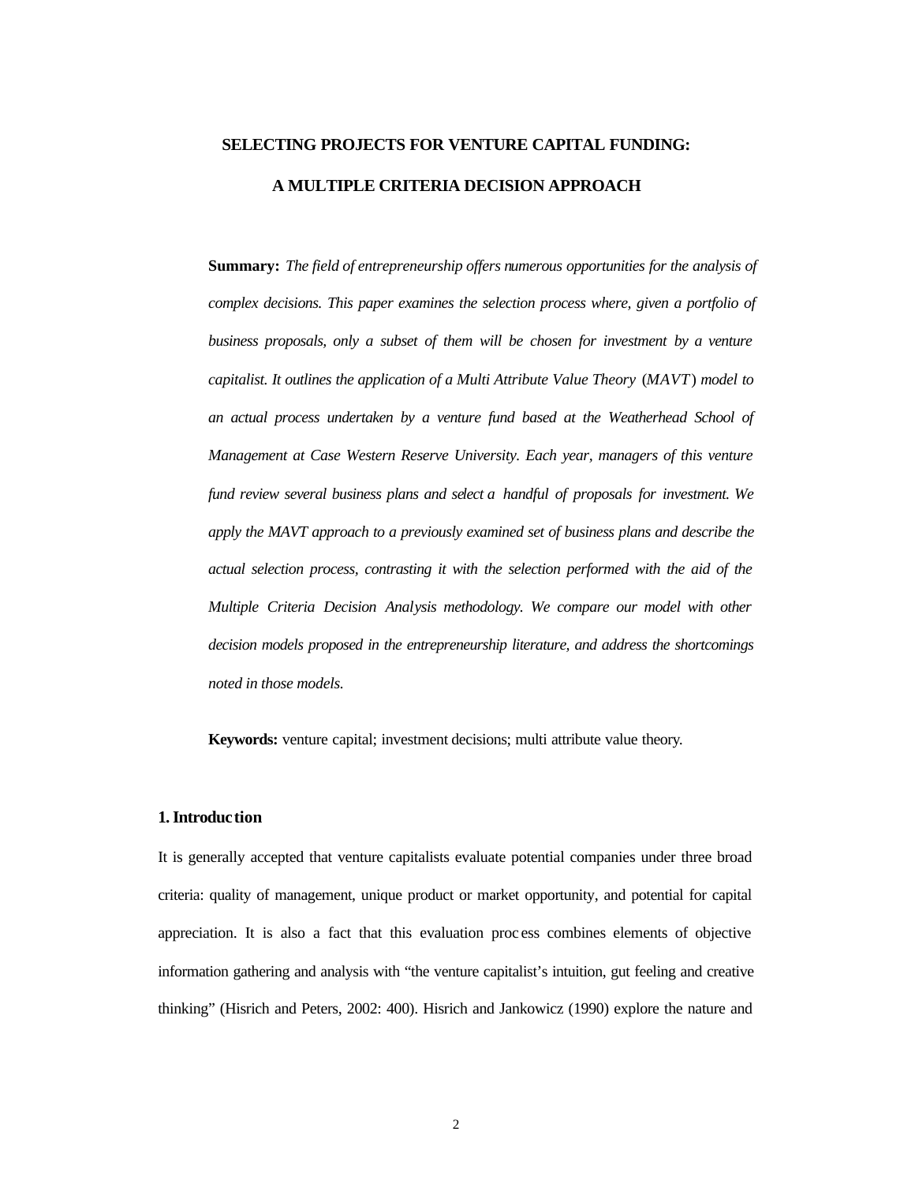# SELECTING PROJECTS FOR VENTURE CAPITAL FUNDING:

# A MULTIPLE CRITERIA DECISION APPROACH

**Summary:** *The field of entrepreneurship offers numerous opportunities for the analysis of complex decisions. This paper examines the selection process where, given a portfolio of business proposals, only a subset of them will be chosen for investment by a venture capitalist. It outlines the application of a Multi Attribute Value Theory (MAVT) model to an actual process undertaken by a venture fund based at the Weatherhead School of Management at Case Western Reserve University. Each year, managers of this venture fund review several business plans and select a handful of proposals for investment. We apply the MAVT approach to a previously examined set of business plans and describe the actual selection process, contrasting it with the selection performed with the aid of the Multiple Criteria Decision Analysis methodology. We compare our model with other decision models proposed in the entrepreneurship literature, and address the shortcomings noted in those models.*

**Keywords:** venture capital; investment decisions; multi attribute value theory.

## 1. Introduction

It is generally accepted that venture capitalists evaluate potential companies under three broad criteria: quality of management, unique product or market opportunity, and potential for capital appreciation. It is also a fact that this evaluation process combines elements of objective information gathering and analysis with "the venture capitalist's intuition, gut feeling and creative thinking" (Hisrich and Peters, 2002: 400). Hisrich and Jankowicz (1990) explore the nature and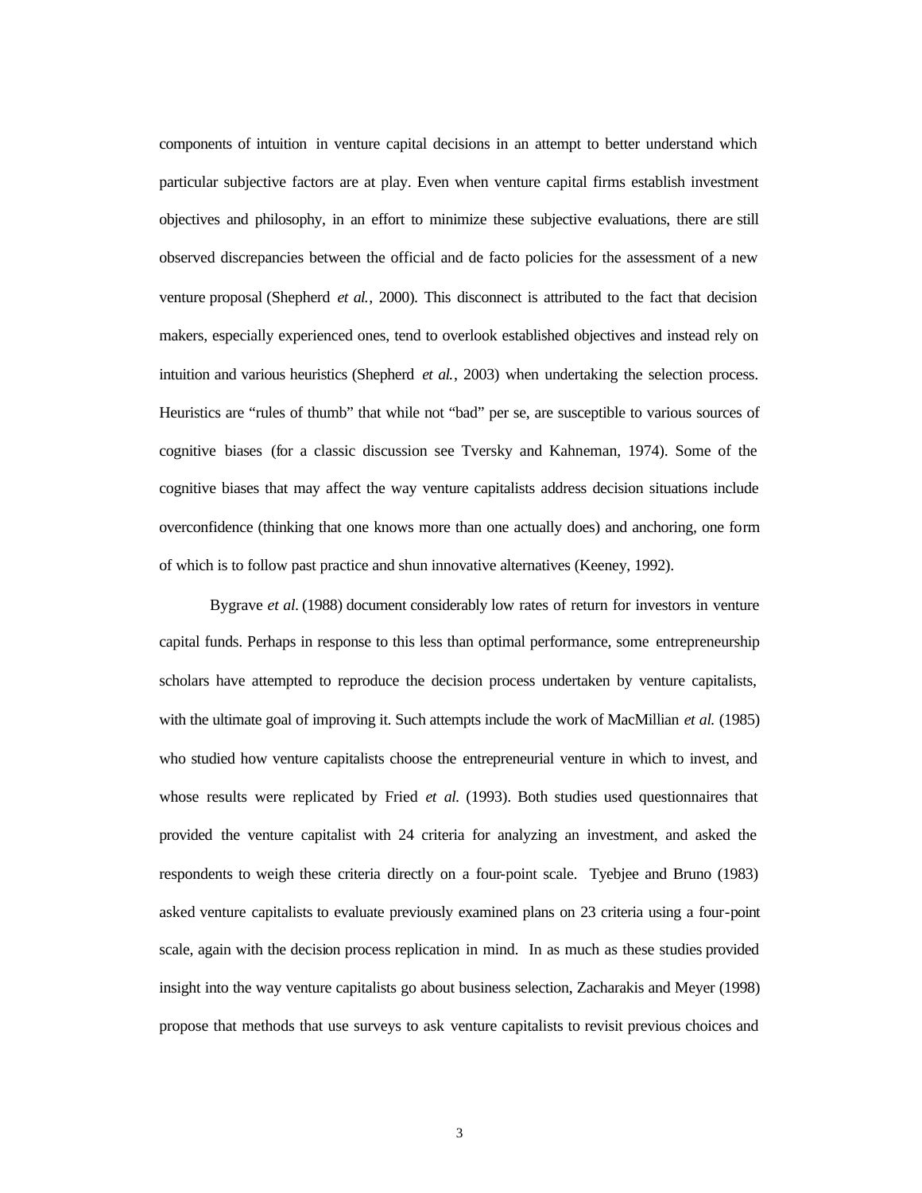components of intuition in venture capital decisions in an attempt to better understand which particular subjective factors are at play. Even when venture capital firms establish investment objectives and philosophy, in an effort to minimize these subjective evaluations, there are still observed discrepancies between the official and de facto policies for the assessment of a new venture proposal (Shepherd *et al.*, 2000). This disconnect is attributed to the fact that decision makers, especially experienced ones, tend to overlook established objectives and instead rely on intuition and various heuristics (Shepherd *et al.*, 2003) when undertaking the selection process. Heuristics are "rules of thumb" that while not "bad" per se, are susceptible to various sources of cognitive biases (for a classic discussion see Tversky and Kahneman, 1974). Some of the cognitive biases that may affect the way venture capitalists address decision situations include overconfidence (thinking that one knows more than one actually does) and anchoring, one form of which is to follow past practice and shun innovative alternatives (Keeney, 1992).

Bygrave *et al.* (1988) document considerably low rates of return for investors in venture capital funds. Perhaps in response to this less than optimal performance, some entrepreneurship scholars have attempted to reproduce the decision process undertaken by venture capitalists, with the ultimate goal of improving it. Such attempts include the work of MacMillian *et al.* (1985) who studied how venture capitalists choose the entrepreneurial venture in which to invest, and whose results were replicated by Fried *et al.* (1993). Both studies used questionnaires that provided the venture capitalist with 24 criteria for analyzing an investment, and asked the respondents to weigh these criteria directly on a four-point scale. Tyebjee and Bruno (1983) asked venture capitalists to evaluate previously examined plans on 23 criteria using a four-point scale, again with the decision process replication in mind. In as much as these studies provided insight into the way venture capitalists go about business selection, Zacharakis and Meyer (1998) propose that methods that use surveys to ask venture capitalists to revisit previous choices and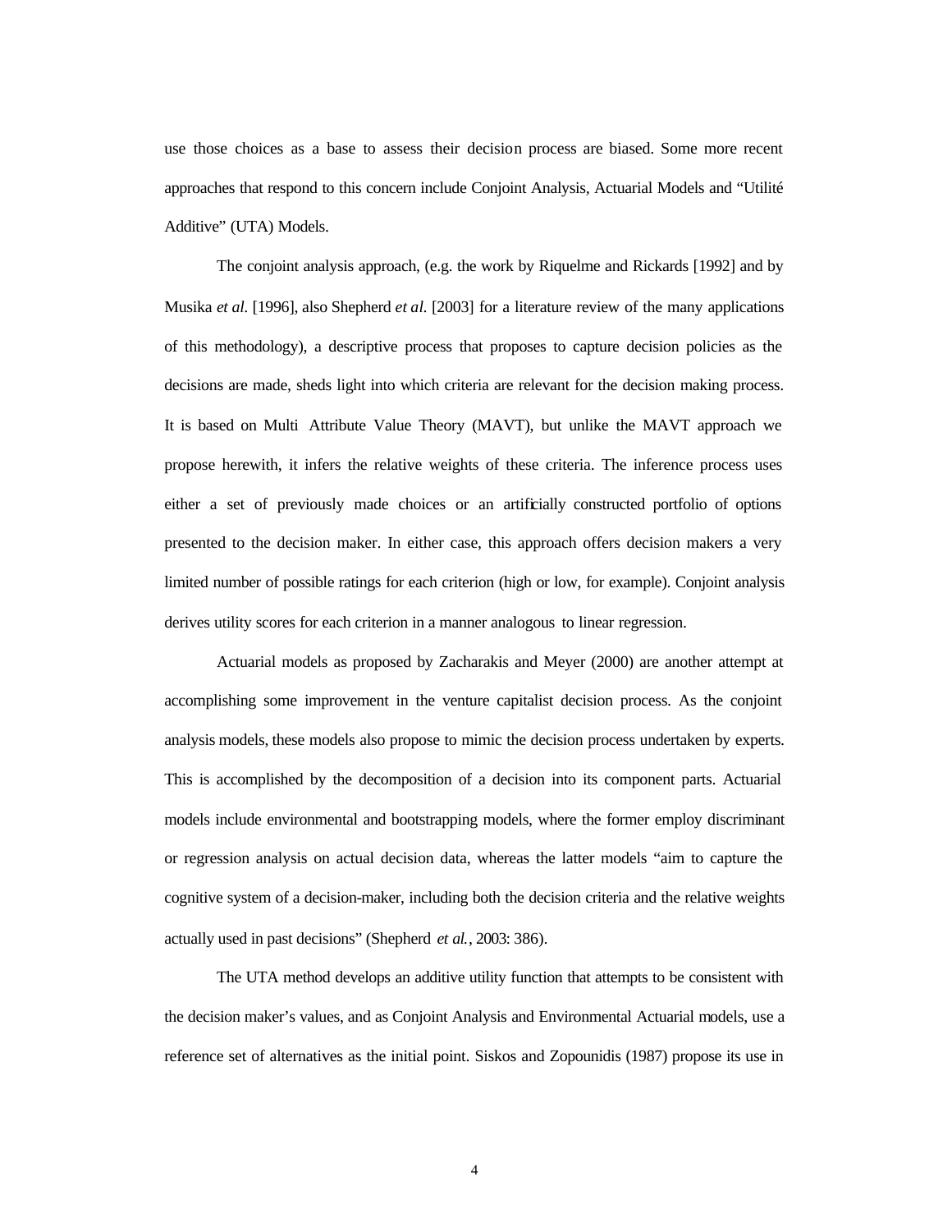use those choices as a base to assess their decision process are biased. Some more recent approaches that respond to this concern include Conjoint Analysis, Actuarial Models and "Utilité Additive" (UTA) Models.

The conjoint analysis approach, (e.g. the work by Riquelme and Rickards [1992] and by Musika *et al.* [1996], also Shepherd *et al.* [2003] for a literature review of the many applications of this methodology), a descriptive process that proposes to capture decision policies as the decisions are made, sheds light into which criteria are relevant for the decision making process. It is based on Multi Attribute Value Theory (MAVT), but unlike the MAVT approach we propose herewith, it infers the relative weights of these criteria. The inference process uses either a set of previously made choices or an artificially constructed portfolio of options presented to the decision maker. In either case, this approach offers decision makers a very limited number of possible ratings for each criterion (high or low, for example). Conjoint analysis derives utility scores for each criterion in a manner analogous to linear regression.

Actuarial models as proposed by Zacharakis and Meyer (2000) are another attempt at accomplishing some improvement in the venture capitalist decision process. As the conjoint analysis models, these models also propose to mimic the decision process undertaken by experts. This is accomplished by the decomposition of a decision into its component parts. Actuarial models include environmental and bootstrapping models, where the former employ discriminant or regression analysis on actual decision data, whereas the latter models "aim to capture the cognitive system of a decision-maker, including both the decision criteria and the relative weights actually used in past decisions" (Shepherd *et al.*, 2003: 386).

The UTA method develops an additive utility function that attempts to be consistent with the decision maker's values, and as Conjoint Analysis and Environmental Actuarial models, use a reference set of alternatives as the initial point. Siskos and Zopounidis (1987) propose its use in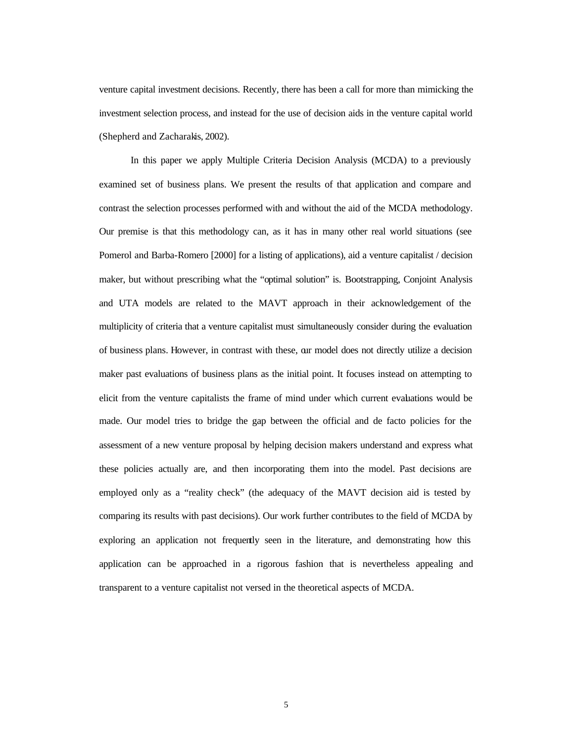venture capital investment decisions. Recently, there has been a call for more than mimicking the investment selection process, and instead for the use of decision aids in the venture capital world (Shepherd and Zacharakis, 2002).

In this paper we apply Multiple Criteria Decision Analysis (MCDA) to a previously examined set of business plans. We present the results of that application and compare and contrast the selection processes performed with and without the aid of the MCDA methodology. Our premise is that this methodology can, as it has in many other real world situations (see Pomerol and Barba-Romero [2000] for a listing of applications), aid a venture capitalist / decision maker, but without prescribing what the "optimal solution" is. Bootstrapping, Conjoint Analysis and UTA models are related to the MAVT approach in their acknowledgement of the multiplicity of criteria that a venture capitalist must simultaneously consider during the evaluation of business plans. However, in contrast with these, our model does not directly utilize a decision maker past evaluations of business plans as the initial point. It focuses instead on attempting to elicit from the venture capitalists the frame of mind under which current evaluations would be made. Our model tries to bridge the gap between the official and de facto policies for the assessment of a new venture proposal by helping decision makers understand and express what these policies actually are, and then incorporating them into the model. Past decisions are employed only as a "reality check" (the adequacy of the MAVT decision aid is tested by comparing its results with past decisions). Our work further contributes to the field of MCDA by exploring an application not frequently seen in the literature, and demonstrating how this application can be approached in a rigorous fashion that is nevertheless appealing and transparent to a venture capitalist not versed in the theoretical aspects of MCDA.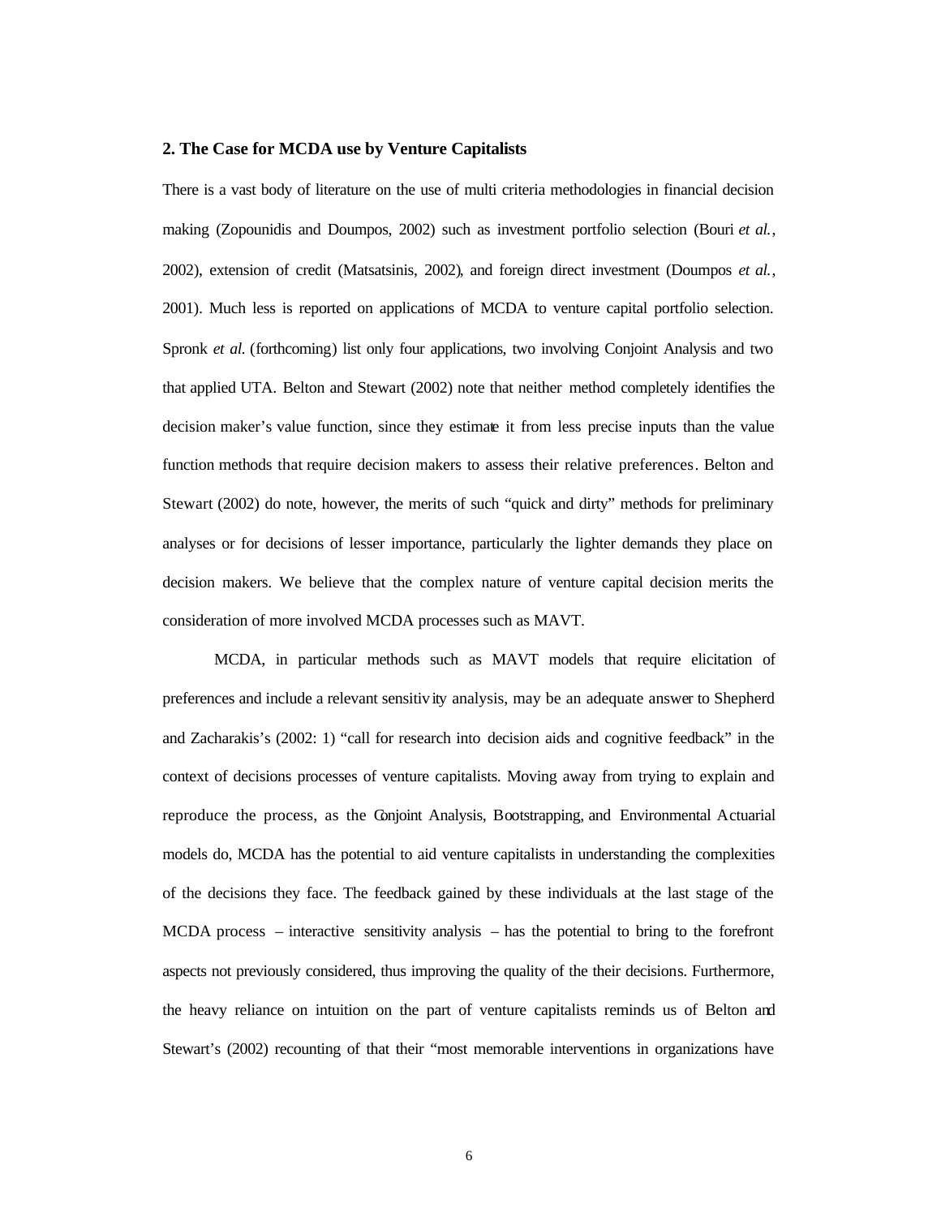## 2. The Case for MCDA use by Venture Capitalists

There is a vast body of literature on the use of multi criteria methodologies in financial decision making (Zopounidis and Doumpos, 2002) such as investment portfolio selection (Bouri *et al.*, 2002), extension of credit (Matsatsinis, 2002), and foreign direct investment (Doumpos *et al.*, 2001). Much less is reported on applications of MCDA to venture capital portfolio selection. Spronk *et al.* (forthcoming) list only four applications, two involving Conjoint Analysis and two that applied UTA. Belton and Stewart (2002) note that neither method completely identifies the decision maker's value function, since they estimate it from less precise inputs than the value function methods that require decision makers to assess their relative preferences. Belton and Stewart (2002) do note, however, the merits of such "quick and dirty" methods for preliminary analyses or for decisions of lesser importance, particularly the lighter demands they place on decision makers. We believe that the complex nature of venture capital decision merits the consideration of more involved MCDA processes such as MAVT.

MCDA, in particular methods such as MAVT models that require elicitation of preferences and include a relevant sensitivity analysis, may be an adequate answer to Shepherd and Zacharakis's (2002: 1) "call for research into decision aids and cognitive feedback" in the context of decisions processes of venture capitalists. Moving away from trying to explain and reproduce the process, as the Conjoint Analysis, Bootstrapping, and Environmental Actuarial models do, MCDA has the potential to aid venture capitalists in understanding the complexities of the decisions they face. The feedback gained by these individuals at the last stage of the MCDA process – interactive sensitivity analysis – has the potential to bring to the forefront aspects not previously considered, thus improving the quality of the their decisions. Furthermore, the heavy reliance on intuition on the part of venture capitalists reminds us of Belton and Stewart's (2002) recounting of that their "most memorable interventions in organizations have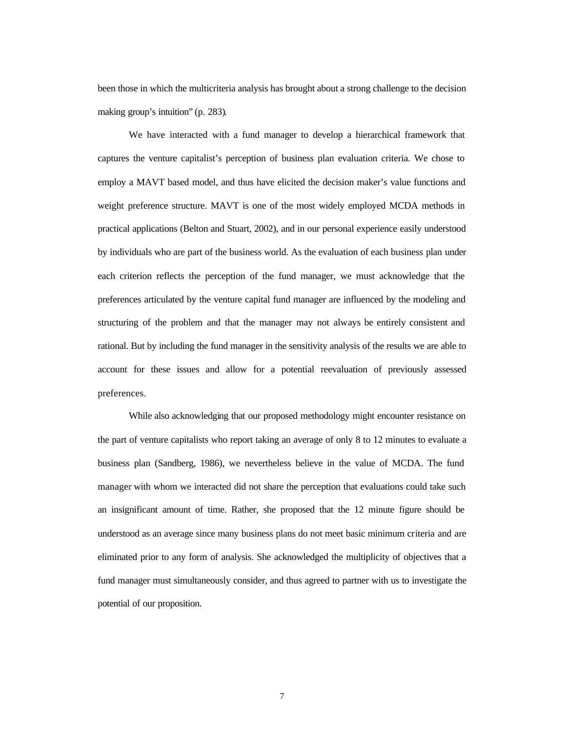been those in which the multicriteria analysis has brought about a strong challenge to the decision making group's intuition" (p. 283).

We have interacted with a fund manager to develop a hierarchical framework that captures the venture capitalist's perception of business plan evaluation criteria. We chose to employ a MAVT based model, and thus have elicited the decision maker's value functions and weight preference structure. MAVT is one of the most widely employed MCDA methods in practical applications (Belton and Stuart, 2002), and in our personal experience easily understood by individuals who are part of the business world. As the evaluation of each business plan under each criterion reflects the perception of the fund manager, we must acknowledge that the preferences articulated by the venture capital fund manager are influenced by the modeling and structuring of the problem and that the manager may not always be entirely consistent and rational. But by including the fund manager in the sensitivity analysis of the results we are able to account for these issues and allow for a potential reevaluation of previously assessed preferences.

While also acknowledging that our proposed methodology might encounter resistance on the part of venture capitalists who report taking an average of only 8 to 12 minutes to evaluate a business plan (Sandberg, 1986), we nevertheless believe in the value of MCDA. The fund manager with whom we interacted did not share the perception that evaluations could take such an insignificant amount of time. Rather, she proposed that the 12 minute figure should be understood as an average since many business plans do not meet basic minimum criteria and are eliminated prior to any form of analysis. She acknowledged the multiplicity of objectives that a fund manager must simultaneously consider, and thus agreed to partner with us to investigate the potential of our proposition.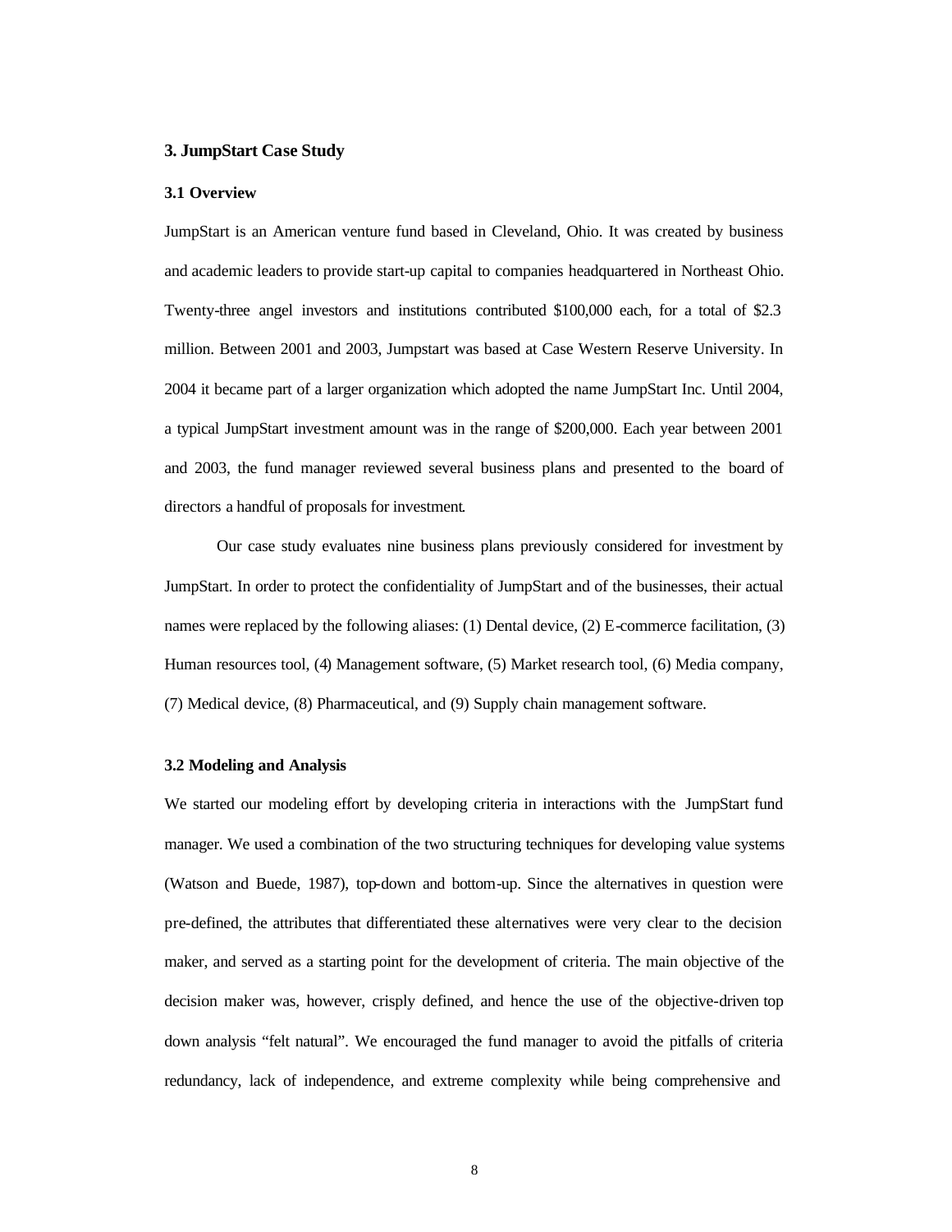## 3. JumpStart Case Study

### 3.1 Overview

JumpStart is an American venture fund based in Cleveland, Ohio. It was created by business and academic leaders to provide start-up capital to companies headquartered in Northeast Ohio. Twenty-three angel investors and institutions contributed $100,000 each, for a total of $2.3 million. Between 2001 and 2003, Jumpstart was based at Case Western Reserve University. In 2004 it became part of a larger organization which adopted the name JumpStart Inc. Until 2004, a typical JumpStart investment amount was in the range of $200,000. Each year between 2001 and 2003, the fund manager reviewed several business plans and presented to the board of directors a handful of proposals for investment.

Our case study evaluates nine business plans previously considered for investment by JumpStart. In order to protect the confidentiality of JumpStart and of the businesses, their actual names were replaced by the following aliases: (1) Dental device, (2) E-commerce facilitation, (3) Human resources tool, (4) Management software, (5) Market research tool, (6) Media company, (7) Medical device, (8) Pharmaceutical, and (9) Supply chain management software.

### 3.2 Modeling and Analysis

We started our modeling effort by developing criteria in interactions with the JumpStart fund manager. We used a combination of the two structuring techniques for developing value systems (Watson and Buede, 1987), top-down and bottom-up. Since the alternatives in question were pre-defined, the attributes that differentiated these alternatives were very clear to the decision maker, and served as a starting point for the development of criteria. The main objective of the decision maker was, however, crisply defined, and hence the use of the objective-driven top down analysis "felt natural". We encouraged the fund manager to avoid the pitfalls of criteria redundancy, lack of independence, and extreme complexity while being comprehensive and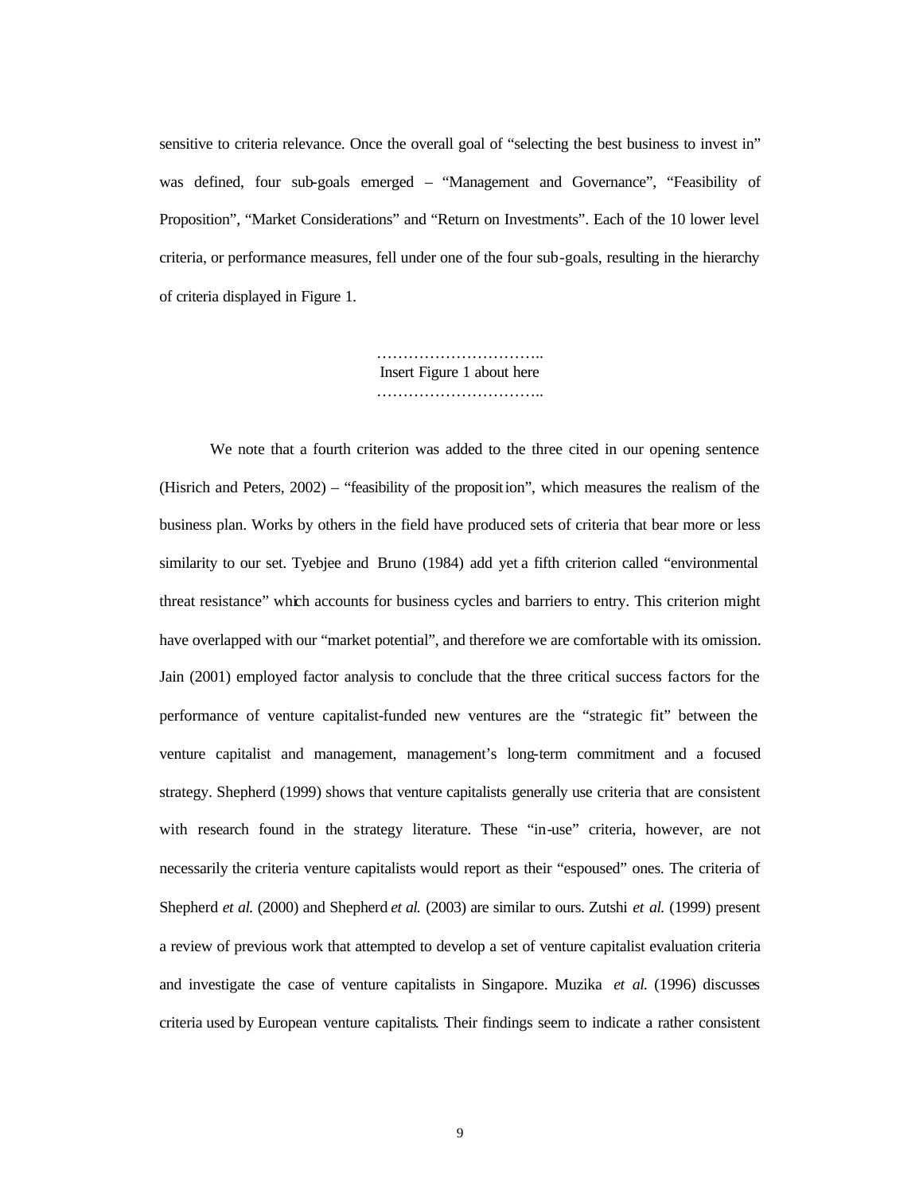sensitive to criteria relevance. Once the overall goal of "selecting the best business to invest in" was defined, four sub-goals emerged – "Management and Governance", "Feasibility of Proposition", "Market Considerations" and "Return on Investments". Each of the 10 lower level criteria, or performance measures, fell under one of the four sub-goals, resulting in the hierarchy of criteria displayed in Figure 1.

…………………………..
Insert Figure 1 about here
…………………………..

We note that a fourth criterion was added to the three cited in our opening sentence (Hisrich and Peters, 2002) – "feasibility of the proposition", which measures the realism of the business plan. Works by others in the field have produced sets of criteria that bear more or less similarity to our set. Tyebjee and Bruno (1984) add yet a fifth criterion called "environmental threat resistance" which accounts for business cycles and barriers to entry. This criterion might have overlapped with our "market potential", and therefore we are comfortable with its omission. Jain (2001) employed factor analysis to conclude that the three critical success factors for the performance of venture capitalist-funded new ventures are the "strategic fit" between the venture capitalist and management, management's long-term commitment and a focused strategy. Shepherd (1999) shows that venture capitalists generally use criteria that are consistent with research found in the strategy literature. These "in-use" criteria, however, are not necessarily the criteria venture capitalists would report as their "espoused" ones. The criteria of Shepherd *et al.* (2000) and Shepherd *et al.* (2003) are similar to ours. Zutshi *et al.* (1999) present a review of previous work that attempted to develop a set of venture capitalist evaluation criteria and investigate the case of venture capitalists in Singapore. Muzika *et al.* (1996) discusses criteria used by European venture capitalists. Their findings seem to indicate a rather consistent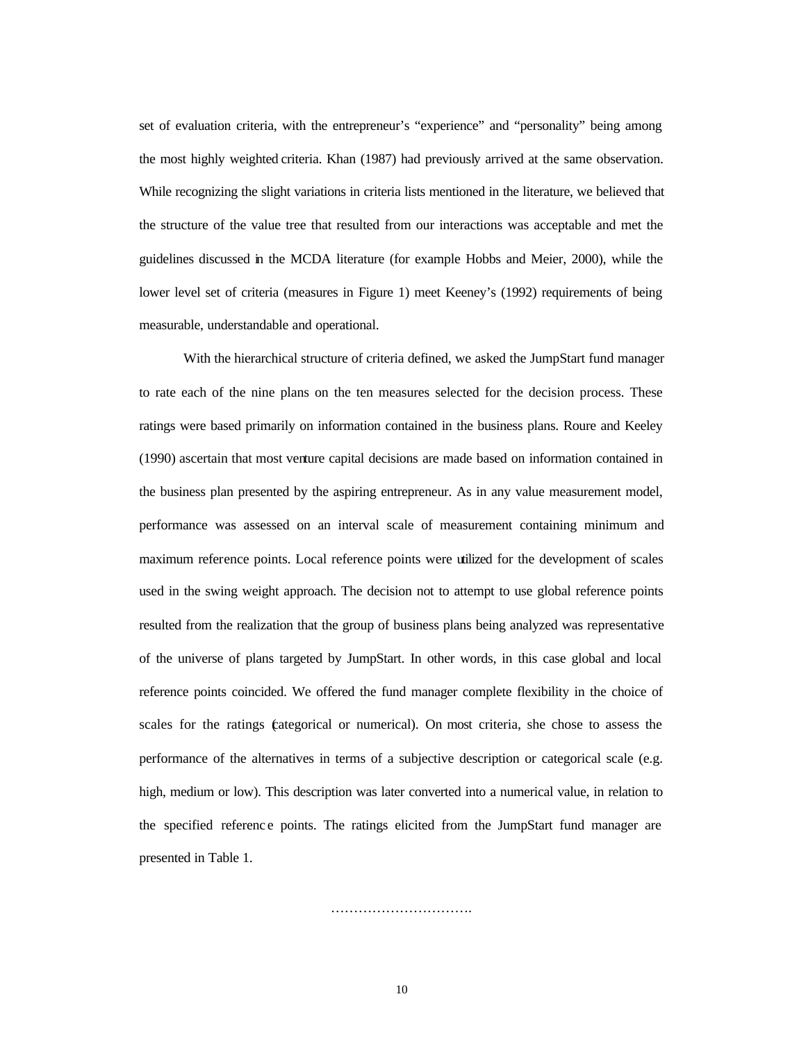set of evaluation criteria, with the entrepreneur's "experience" and "personality" being among the most highly weighted criteria. Khan (1987) had previously arrived at the same observation. While recognizing the slight variations in criteria lists mentioned in the literature, we believed that the structure of the value tree that resulted from our interactions was acceptable and met the guidelines discussed in the MCDA literature (for example Hobbs and Meier, 2000), while the lower level set of criteria (measures in Figure 1) meet Keeney's (1992) requirements of being measurable, understandable and operational.

With the hierarchical structure of criteria defined, we asked the JumpStart fund manager to rate each of the nine plans on the ten measures selected for the decision process. These ratings were based primarily on information contained in the business plans. Roure and Keeley (1990) ascertain that most venture capital decisions are made based on information contained in the business plan presented by the aspiring entrepreneur. As in any value measurement model, performance was assessed on an interval scale of measurement containing minimum and maximum reference points. Local reference points were utilized for the development of scales used in the swing weight approach. The decision not to attempt to use global reference points resulted from the realization that the group of business plans being analyzed was representative of the universe of plans targeted by JumpStart. In other words, in this case global and local reference points coincided. We offered the fund manager complete flexibility in the choice of scales for the ratings (categorical or numerical). On most criteria, she chose to assess the performance of the alternatives in terms of a subjective description or categorical scale (e.g. high, medium or low). This description was later converted into a numerical value, in relation to the specified reference points. The ratings elicited from the JumpStart fund manager are presented in Table 1.

…………………………….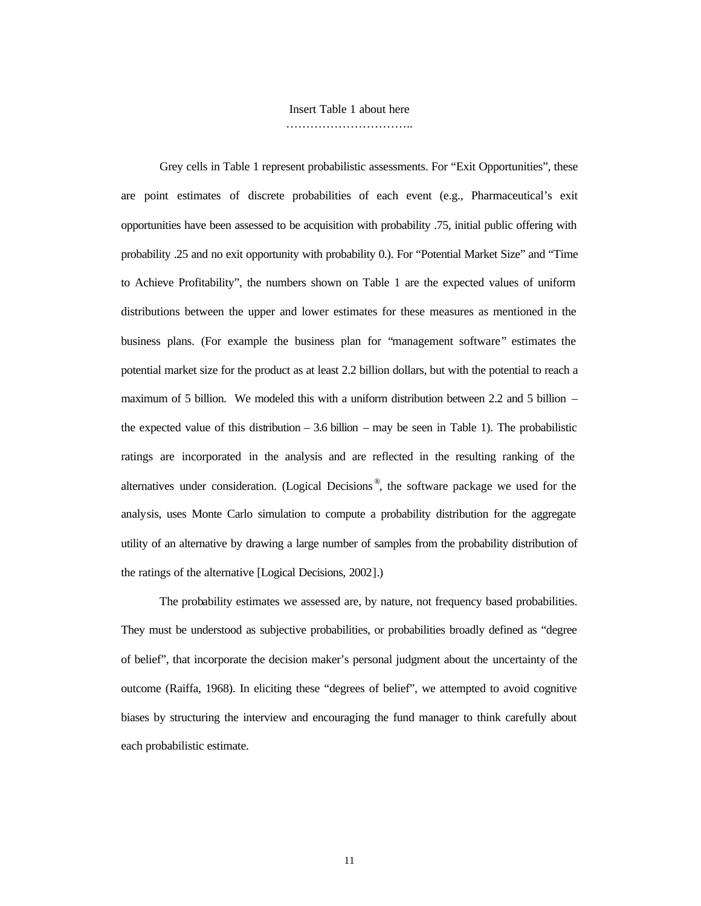Insert Table 1 about here

…………………………..

Grey cells in Table 1 represent probabilistic assessments. For "Exit Opportunities", these are point estimates of discrete probabilities of each event (e.g., Pharmaceutical's exit opportunities have been assessed to be acquisition with probability .75, initial public offering with probability .25 and no exit opportunity with probability 0.). For "Potential Market Size" and "Time to Achieve Profitability", the numbers shown on Table 1 are the expected values of uniform distributions between the upper and lower estimates for these measures as mentioned in the business plans. (For example the business plan for "management software" estimates the potential market size for the product as at least 2.2 billion dollars, but with the potential to reach a maximum of 5 billion. We modeled this with a uniform distribution between 2.2 and 5 billion – the expected value of this distribution – 3.6 billion – may be seen in Table 1). The probabilistic ratings are incorporated in the analysis and are reflected in the resulting ranking of the alternatives under consideration. (Logical Decisions®, the software package we used for the analysis, uses Monte Carlo simulation to compute a probability distribution for the aggregate utility of an alternative by drawing a large number of samples from the probability distribution of the ratings of the alternative [Logical Decisions, 2002].)

The probability estimates we assessed are, by nature, not frequency based probabilities. They must be understood as subjective probabilities, or probabilities broadly defined as "degree of belief", that incorporate the decision maker's personal judgment about the uncertainty of the outcome (Raiffa, 1968). In eliciting these "degrees of belief", we attempted to avoid cognitive biases by structuring the interview and encouraging the fund manager to think carefully about each probabilistic estimate.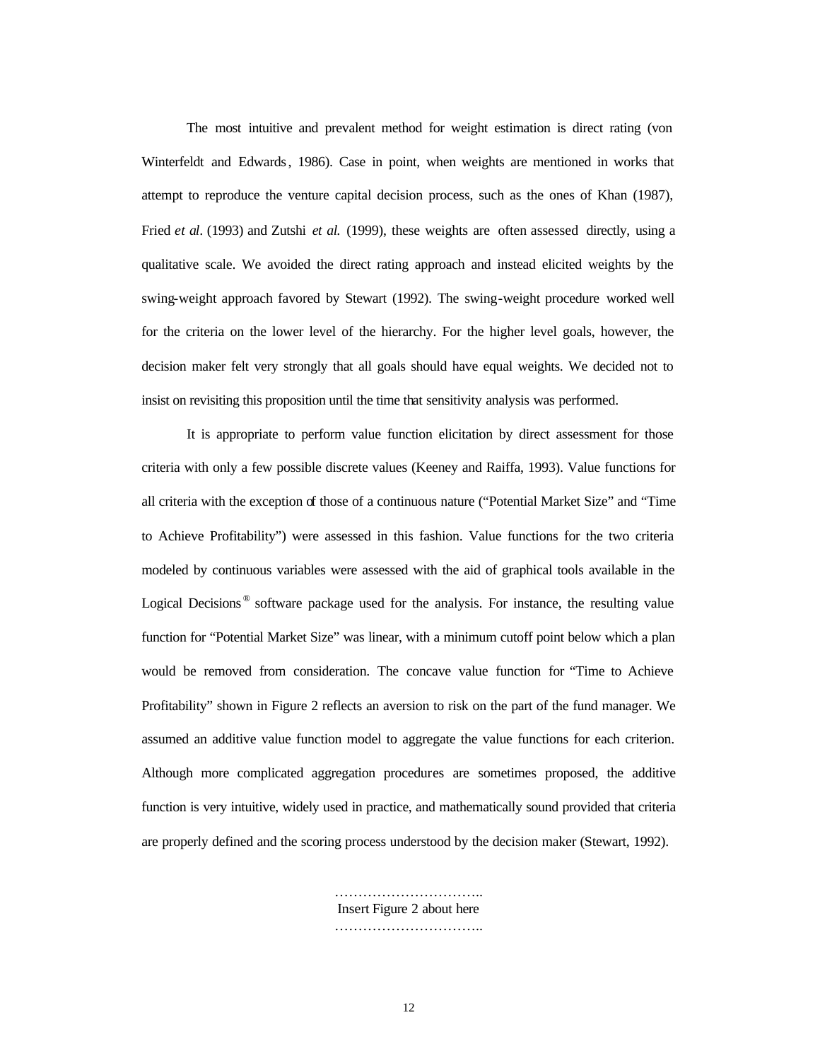The most intuitive and prevalent method for weight estimation is direct rating (von Winterfeldt and Edwards, 1986). Case in point, when weights are mentioned in works that attempt to reproduce the venture capital decision process, such as the ones of Khan (1987), Fried *et al*. (1993) and Zutshi *et al.* (1999), these weights are often assessed directly, using a qualitative scale. We avoided the direct rating approach and instead elicited weights by the swing-weight approach favored by Stewart (1992). The swing-weight procedure worked well for the criteria on the lower level of the hierarchy. For the higher level goals, however, the decision maker felt very strongly that all goals should have equal weights. We decided not to insist on revisiting this proposition until the time that sensitivity analysis was performed.

It is appropriate to perform value function elicitation by direct assessment for those criteria with only a few possible discrete values (Keeney and Raiffa, 1993). Value functions for all criteria with the exception of those of a continuous nature ("Potential Market Size" and "Time to Achieve Profitability") were assessed in this fashion. Value functions for the two criteria modeled by continuous variables were assessed with the aid of graphical tools available in the Logical Decisions® software package used for the analysis. For instance, the resulting value function for "Potential Market Size" was linear, with a minimum cutoff point below which a plan would be removed from consideration. The concave value function for "Time to Achieve Profitability" shown in Figure 2 reflects an aversion to risk on the part of the fund manager. We assumed an additive value function model to aggregate the value functions for each criterion. Although more complicated aggregation procedures are sometimes proposed, the additive function is very intuitive, widely used in practice, and mathematically sound provided that criteria are properly defined and the scoring process understood by the decision maker (Stewart, 1992).

…………………………..
Insert Figure 2 about here
…………………………..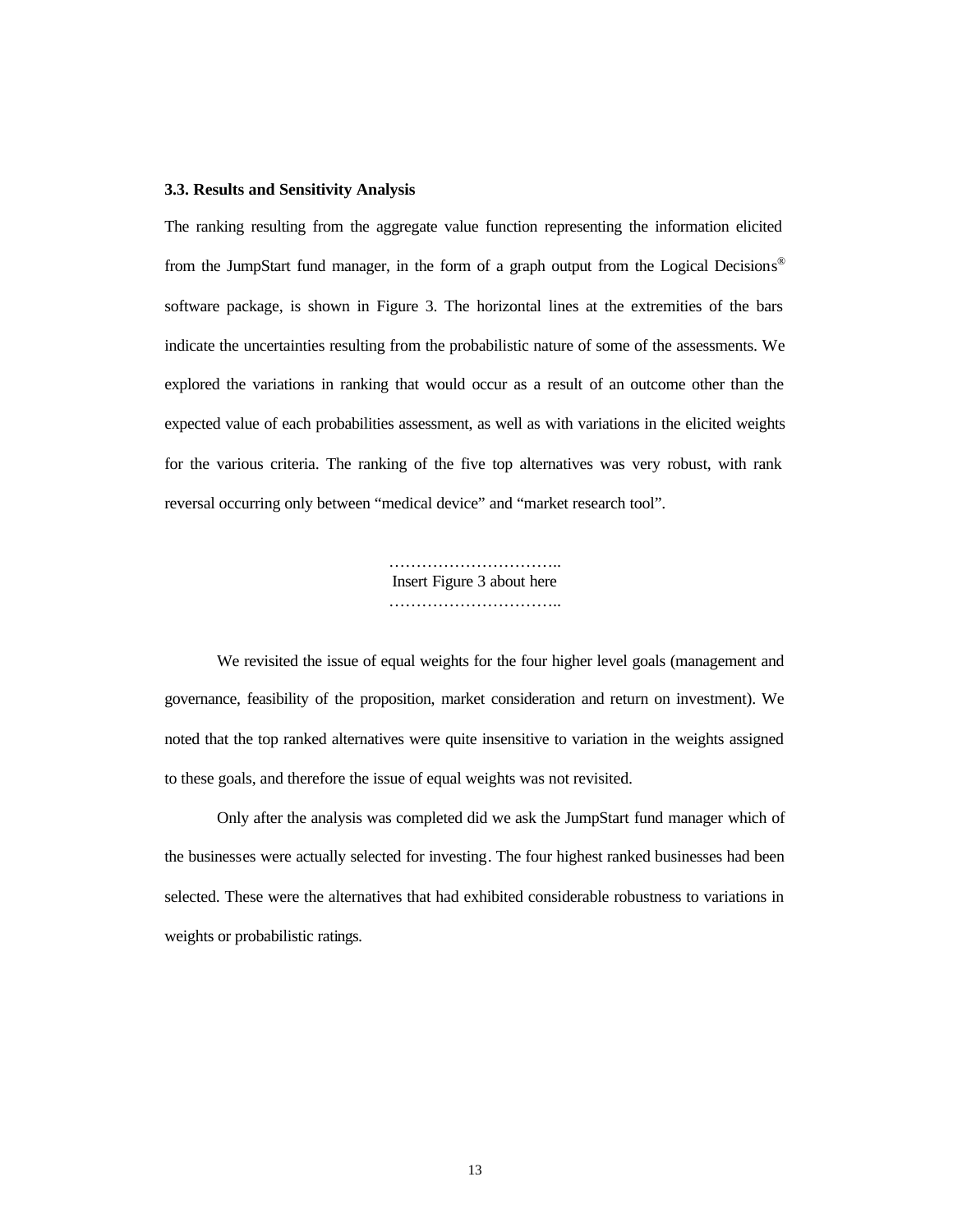### 3.3. Results and Sensitivity Analysis

The ranking resulting from the aggregate value function representing the information elicited from the JumpStart fund manager, in the form of a graph output from the Logical Decisions® software package, is shown in Figure 3. The horizontal lines at the extremities of the bars indicate the uncertainties resulting from the probabilistic nature of some of the assessments. We explored the variations in ranking that would occur as a result of an outcome other than the expected value of each probabilities assessment, as well as with variations in the elicited weights for the various criteria. The ranking of the five top alternatives was very robust, with rank reversal occurring only between "medical device" and "market research tool".

…………………………..
Insert Figure 3 about here
…………………………..

We revisited the issue of equal weights for the four higher level goals (management and governance, feasibility of the proposition, market consideration and return on investment). We noted that the top ranked alternatives were quite insensitive to variation in the weights assigned to these goals, and therefore the issue of equal weights was not revisited.

Only after the analysis was completed did we ask the JumpStart fund manager which of the businesses were actually selected for investing. The four highest ranked businesses had been selected. These were the alternatives that had exhibited considerable robustness to variations in weights or probabilistic ratings.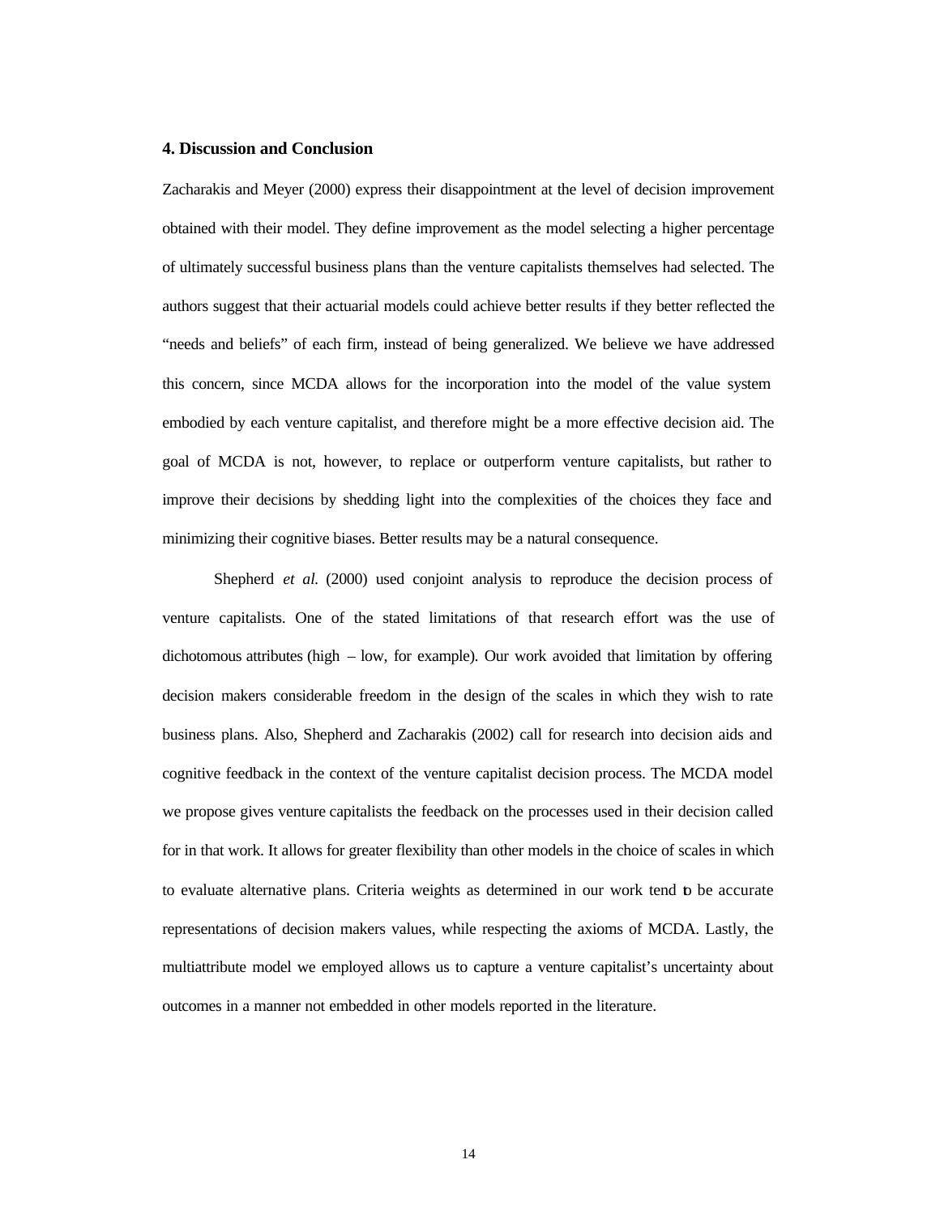### 4. Discussion and Conclusion

Zacharakis and Meyer (2000) express their disappointment at the level of decision improvement obtained with their model. They define improvement as the model selecting a higher percentage of ultimately successful business plans than the venture capitalists themselves had selected. The authors suggest that their actuarial models could achieve better results if they better reflected the "needs and beliefs" of each firm, instead of being generalized. We believe we have addressed this concern, since MCDA allows for the incorporation into the model of the value system embodied by each venture capitalist, and therefore might be a more effective decision aid. The goal of MCDA is not, however, to replace or outperform venture capitalists, but rather to improve their decisions by shedding light into the complexities of the choices they face and minimizing their cognitive biases. Better results may be a natural consequence.

Shepherd *et al.* (2000) used conjoint analysis to reproduce the decision process of venture capitalists. One of the stated limitations of that research effort was the use of dichotomous attributes (high – low, for example). Our work avoided that limitation by offering decision makers considerable freedom in the design of the scales in which they wish to rate business plans. Also, Shepherd and Zacharakis (2002) call for research into decision aids and cognitive feedback in the context of the venture capitalist decision process. The MCDA model we propose gives venture capitalists the feedback on the processes used in their decision called for in that work. It allows for greater flexibility than other models in the choice of scales in which to evaluate alternative plans. Criteria weights as determined in our work tend to be accurate representations of decision makers values, while respecting the axioms of MCDA. Lastly, the multiattribute model we employed allows us to capture a venture capitalist's uncertainty about outcomes in a manner not embedded in other models reported in the literature.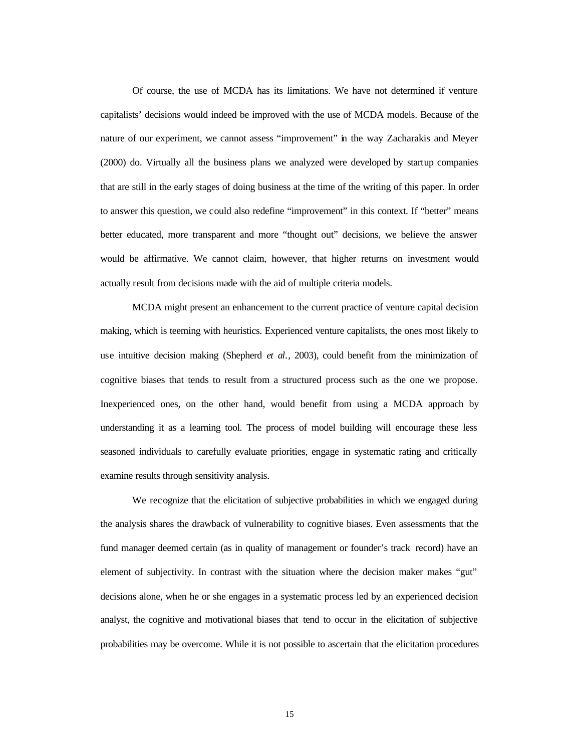Of course, the use of MCDA has its limitations. We have not determined if venture capitalists' decisions would indeed be improved with the use of MCDA models. Because of the nature of our experiment, we cannot assess "improvement" in the way Zacharakis and Meyer (2000) do. Virtually all the business plans we analyzed were developed by startup companies that are still in the early stages of doing business at the time of the writing of this paper. In order to answer this question, we could also redefine "improvement" in this context. If "better" means better educated, more transparent and more "thought out" decisions, we believe the answer would be affirmative. We cannot claim, however, that higher returns on investment would actually result from decisions made with the aid of multiple criteria models.

MCDA might present an enhancement to the current practice of venture capital decision making, which is teeming with heuristics. Experienced venture capitalists, the ones most likely to use intuitive decision making (Shepherd *et al.*, 2003), could benefit from the minimization of cognitive biases that tends to result from a structured process such as the one we propose. Inexperienced ones, on the other hand, would benefit from using a MCDA approach by understanding it as a learning tool. The process of model building will encourage these less seasoned individuals to carefully evaluate priorities, engage in systematic rating and critically examine results through sensitivity analysis.

We recognize that the elicitation of subjective probabilities in which we engaged during the analysis shares the drawback of vulnerability to cognitive biases. Even assessments that the fund manager deemed certain (as in quality of management or founder's track record) have an element of subjectivity. In contrast with the situation where the decision maker makes "gut" decisions alone, when he or she engages in a systematic process led by an experienced decision analyst, the cognitive and motivational biases that tend to occur in the elicitation of subjective probabilities may be overcome. While it is not possible to ascertain that the elicitation procedures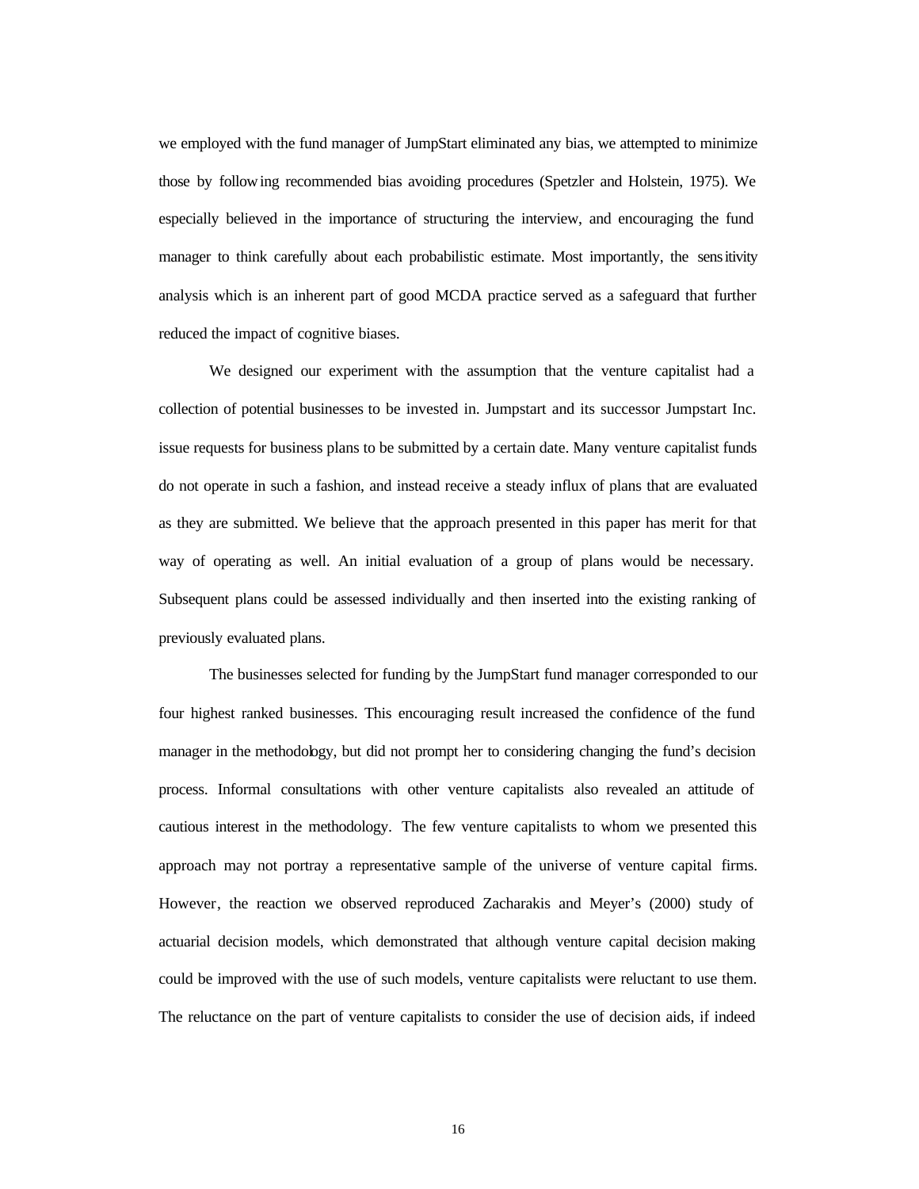we employed with the fund manager of JumpStart eliminated any bias, we attempted to minimize those by following recommended bias avoiding procedures (Spetzler and Holstein, 1975). We especially believed in the importance of structuring the interview, and encouraging the fund manager to think carefully about each probabilistic estimate. Most importantly, the sensitivity analysis which is an inherent part of good MCDA practice served as a safeguard that further reduced the impact of cognitive biases.

We designed our experiment with the assumption that the venture capitalist had a collection of potential businesses to be invested in. Jumpstart and its successor Jumpstart Inc. issue requests for business plans to be submitted by a certain date. Many venture capitalist funds do not operate in such a fashion, and instead receive a steady influx of plans that are evaluated as they are submitted. We believe that the approach presented in this paper has merit for that way of operating as well. An initial evaluation of a group of plans would be necessary. Subsequent plans could be assessed individually and then inserted into the existing ranking of previously evaluated plans.

The businesses selected for funding by the JumpStart fund manager corresponded to our four highest ranked businesses. This encouraging result increased the confidence of the fund manager in the methodology, but did not prompt her to considering changing the fund's decision process. Informal consultations with other venture capitalists also revealed an attitude of cautious interest in the methodology. The few venture capitalists to whom we presented this approach may not portray a representative sample of the universe of venture capital firms. However, the reaction we observed reproduced Zacharakis and Meyer's (2000) study of actuarial decision models, which demonstrated that although venture capital decision making could be improved with the use of such models, venture capitalists were reluctant to use them. The reluctance on the part of venture capitalists to consider the use of decision aids, if indeed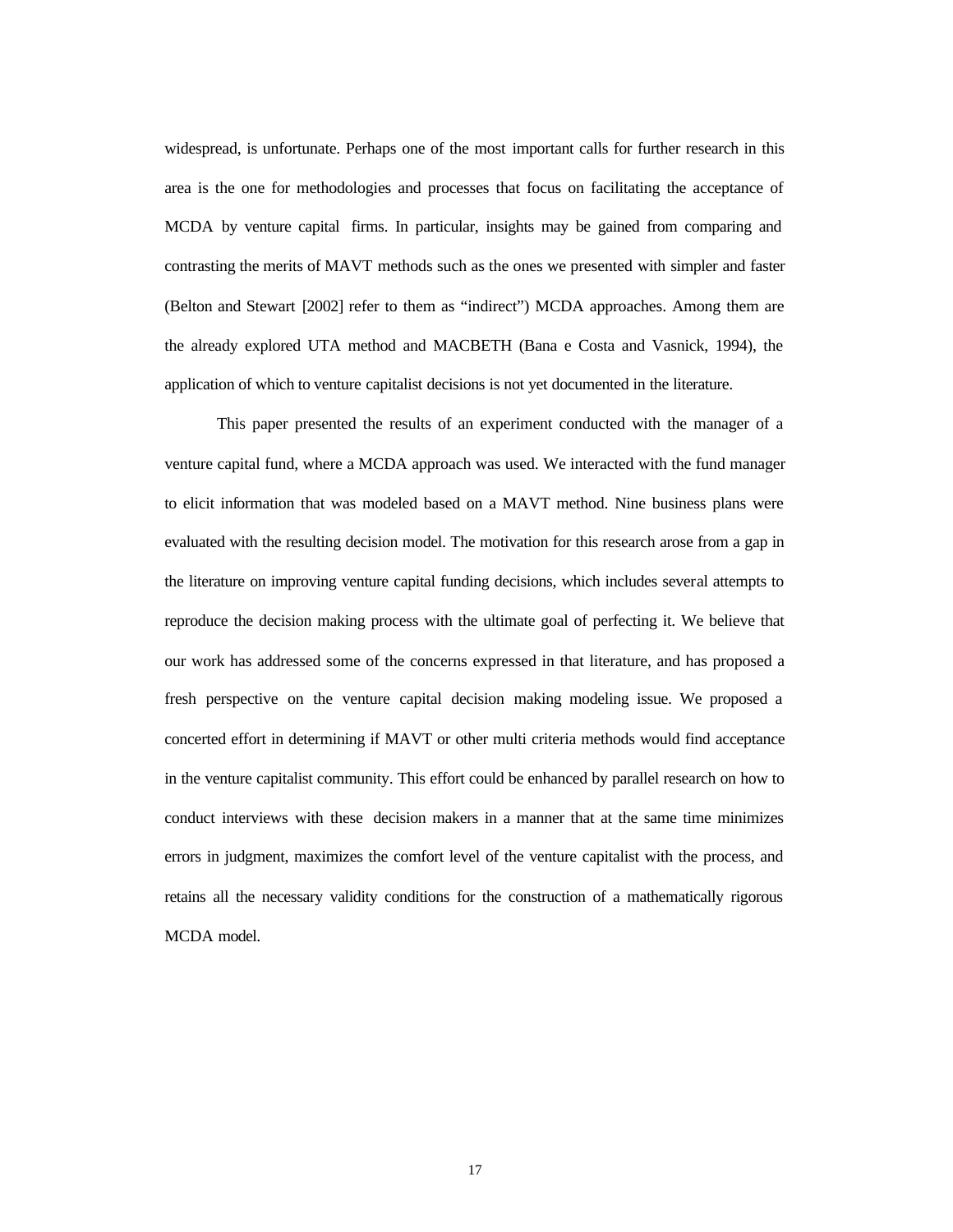widespread, is unfortunate. Perhaps one of the most important calls for further research in this area is the one for methodologies and processes that focus on facilitating the acceptance of MCDA by venture capital firms. In particular, insights may be gained from comparing and contrasting the merits of MAVT methods such as the ones we presented with simpler and faster (Belton and Stewart [2002] refer to them as "indirect") MCDA approaches. Among them are the already explored UTA method and MACBETH (Bana e Costa and Vasnick, 1994), the application of which to venture capitalist decisions is not yet documented in the literature.

This paper presented the results of an experiment conducted with the manager of a venture capital fund, where a MCDA approach was used. We interacted with the fund manager to elicit information that was modeled based on a MAVT method. Nine business plans were evaluated with the resulting decision model. The motivation for this research arose from a gap in the literature on improving venture capital funding decisions, which includes several attempts to reproduce the decision making process with the ultimate goal of perfecting it. We believe that our work has addressed some of the concerns expressed in that literature, and has proposed a fresh perspective on the venture capital decision making modeling issue. We proposed a concerted effort in determining if MAVT or other multi criteria methods would find acceptance in the venture capitalist community. This effort could be enhanced by parallel research on how to conduct interviews with these decision makers in a manner that at the same time minimizes errors in judgment, maximizes the comfort level of the venture capitalist with the process, and retains all the necessary validity conditions for the construction of a mathematically rigorous MCDA model.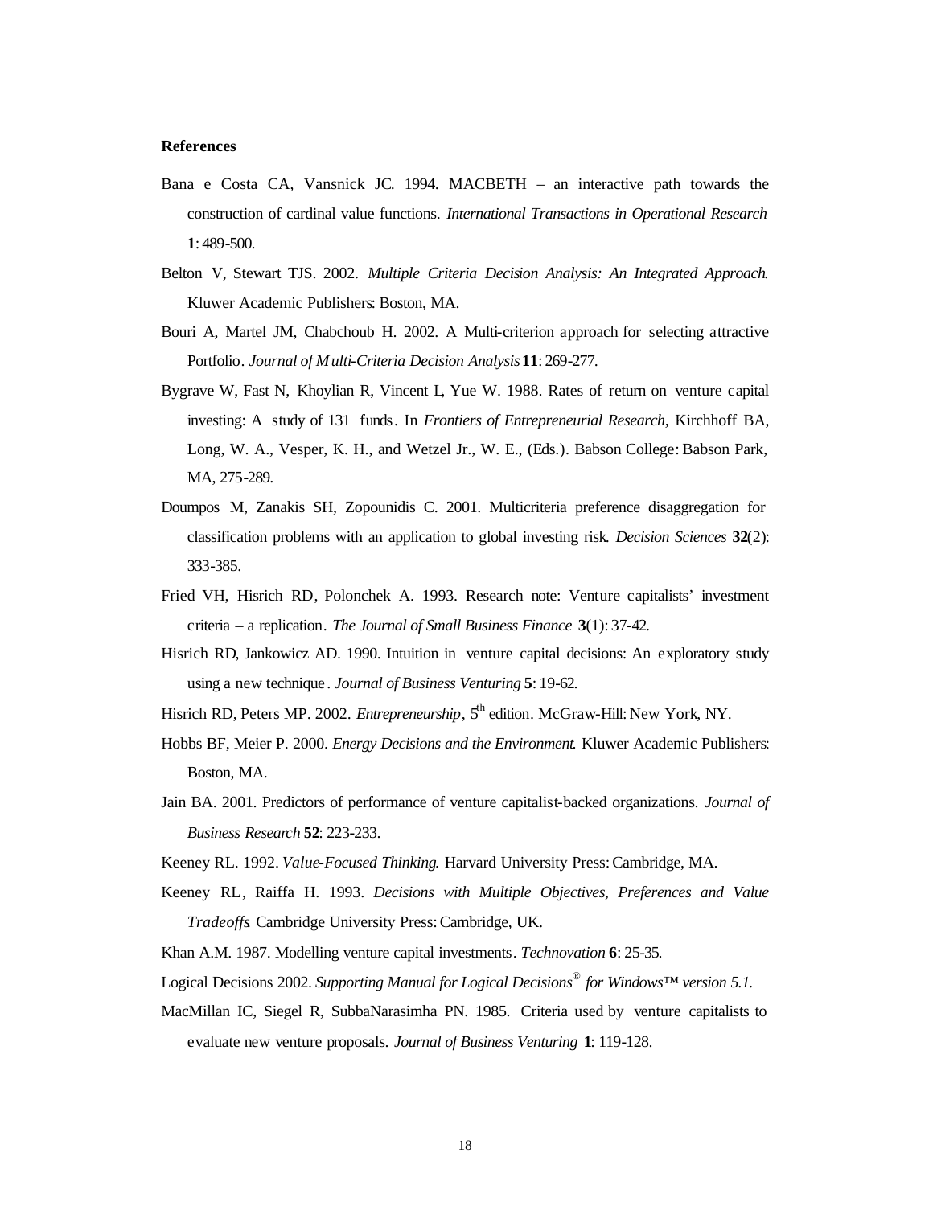**References**

Bana e Costa CA, Vansnick JC. 1994. MACBETH – an interactive path towards the construction of cardinal value functions. *International Transactions in Operational Research* **1**: 489-500.

Belton V, Stewart TJS. 2002. *Multiple Criteria Decision Analysis: An Integrated Approach*. Kluwer Academic Publishers: Boston, MA.

Bouri A, Martel JM, Chabchoub H. 2002. A Multi-criterion approach for selecting attractive Portfolio. *Journal of Multi-Criteria Decision Analysis* **11**: 269-277.

Bygrave W, Fast N, Khoylian R, Vincent L, Yue W. 1988. Rates of return on venture capital investing: A study of 131 funds. In *Frontiers of Entrepreneurial Research*, Kirchhoff BA, Long, W. A., Vesper, K. H., and Wetzel Jr., W. E., (Eds.). Babson College: Babson Park, MA, 275-289.

Doumpos M, Zanakis SH, Zopounidis C. 2001. Multicriteria preference disaggregation for classification problems with an application to global investing risk. *Decision Sciences* **32**(2): 333-385.

Fried VH, Hisrich RD, Polonchek A. 1993. Research note: Venture capitalists' investment criteria – a replication. *The Journal of Small Business Finance* **3**(1): 37-42.

Hisrich RD, Jankowicz AD. 1990. Intuition in venture capital decisions: An exploratory study using a new technique. *Journal of Business Venturing* **5**: 19-62.

Hisrich RD, Peters MP. 2002. *Entrepreneurship*, 5th edition. McGraw-Hill: New York, NY.

Hobbs BF, Meier P. 2000. *Energy Decisions and the Environment*. Kluwer Academic Publishers: Boston, MA.

Jain BA. 2001. Predictors of performance of venture capitalist-backed organizations. *Journal of Business Research* **52**: 223-233.

Keeney RL. 1992. *Value-Focused Thinking*. Harvard University Press: Cambridge, MA.

Keeney RL, Raiffa H. 1993. *Decisions with Multiple Objectives, Preferences and Value Tradeoffs* Cambridge University Press: Cambridge, UK.

Khan A.M. 1987. Modelling venture capital investments. *Technovation* **6**: 25-35.

Logical Decisions 2002. *Supporting Manual for Logical Decisions® for Windows™ version 5.1.*

MacMillan IC, Siegel R, SubbaNarasimha PN. 1985. Criteria used by venture capitalists to evaluate new venture proposals. *Journal of Business Venturing* **1**: 119-128.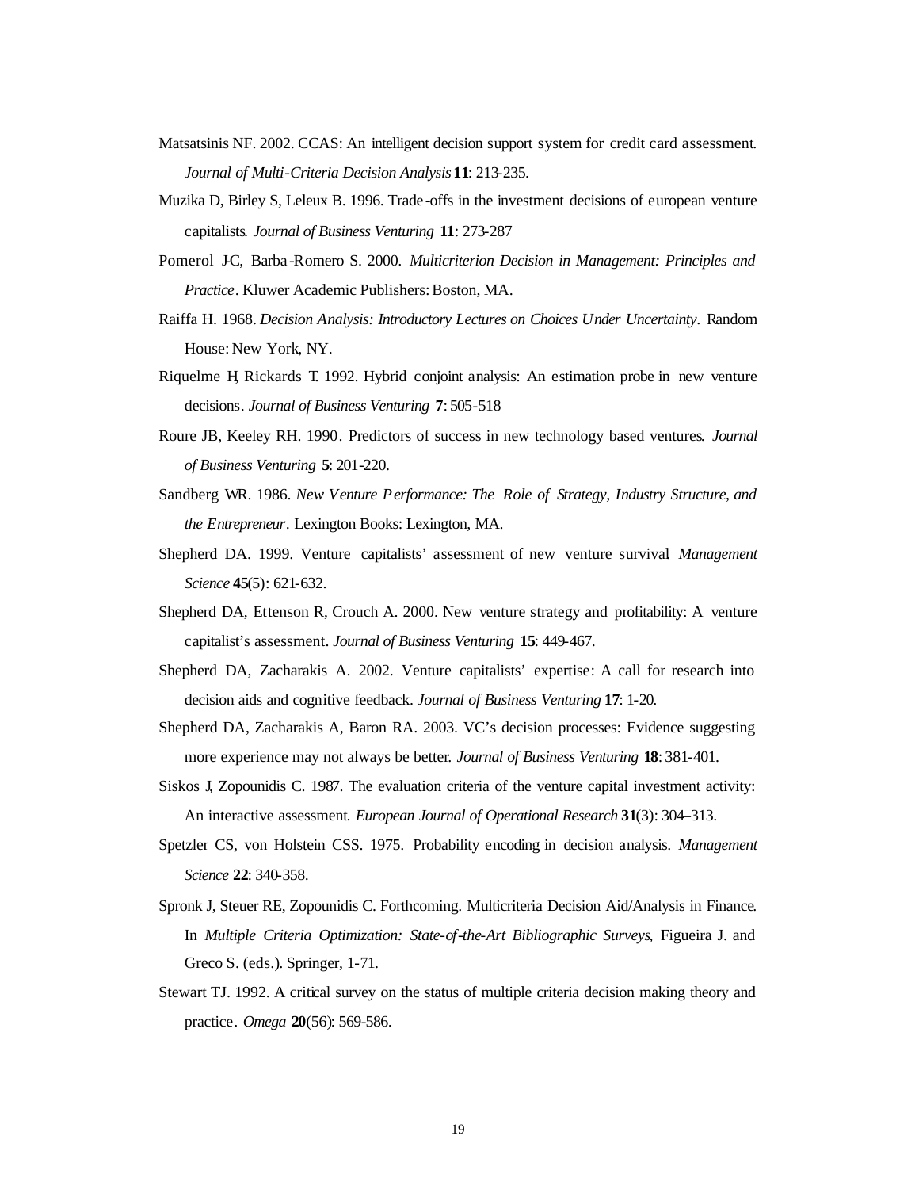Matsatsinis NF. 2002. CCAS: An intelligent decision support system for credit card assessment. *Journal of Multi-Criteria Decision Analysis* **11**: 213-235.

Muzika D, Birley S, Leleux B. 1996. Trade-offs in the investment decisions of european venture capitalists. *Journal of Business Venturing* **11**: 273-287

Pomerol J-C, Barba-Romero S. 2000. *Multicriterion Decision in Management: Principles and Practice*. Kluwer Academic Publishers: Boston, MA.

Raiffa H. 1968. *Decision Analysis: Introductory Lectures on Choices Under Uncertainty*. Random House: New York, NY.

Riquelme H, Rickards T. 1992. Hybrid conjoint analysis: An estimation probe in new venture decisions. *Journal of Business Venturing* **7**: 505-518

Roure JB, Keeley RH. 1990. Predictors of success in new technology based ventures. *Journal of Business Venturing* **5**: 201-220.

Sandberg WR. 1986. *New Venture Performance: The Role of Strategy, Industry Structure, and the Entrepreneur*. Lexington Books: Lexington, MA.

Shepherd DA. 1999. Venture capitalists' assessment of new venture survival *Management Science* **45**(5): 621-632.

Shepherd DA, Ettenson R, Crouch A. 2000. New venture strategy and profitability: A venture capitalist's assessment. *Journal of Business Venturing* **15**: 449-467.

Shepherd DA, Zacharakis A. 2002. Venture capitalists' expertise: A call for research into decision aids and cognitive feedback. *Journal of Business Venturing* **17**: 1-20.

Shepherd DA, Zacharakis A, Baron RA. 2003. VC's decision processes: Evidence suggesting more experience may not always be better. *Journal of Business Venturing* **18**: 381-401.

Siskos J, Zopounidis C. 1987. The evaluation criteria of the venture capital investment activity: An interactive assessment. *European Journal of Operational Research* **31**(3): 304–313.

Spetzler CS, von Holstein CSS. 1975. Probability encoding in decision analysis. *Management Science* **22**: 340-358.

Spronk J, Steuer RE, Zopounidis C. Forthcoming. Multicriteria Decision Aid/Analysis in Finance. In *Multiple Criteria Optimization: State-of-the-Art Bibliographic Surveys*, Figueira J. and Greco S. (eds.). Springer, 1-71.

Stewart TJ. 1992. A critical survey on the status of multiple criteria decision making theory and practice. *Omega* **20**(56): 569-586.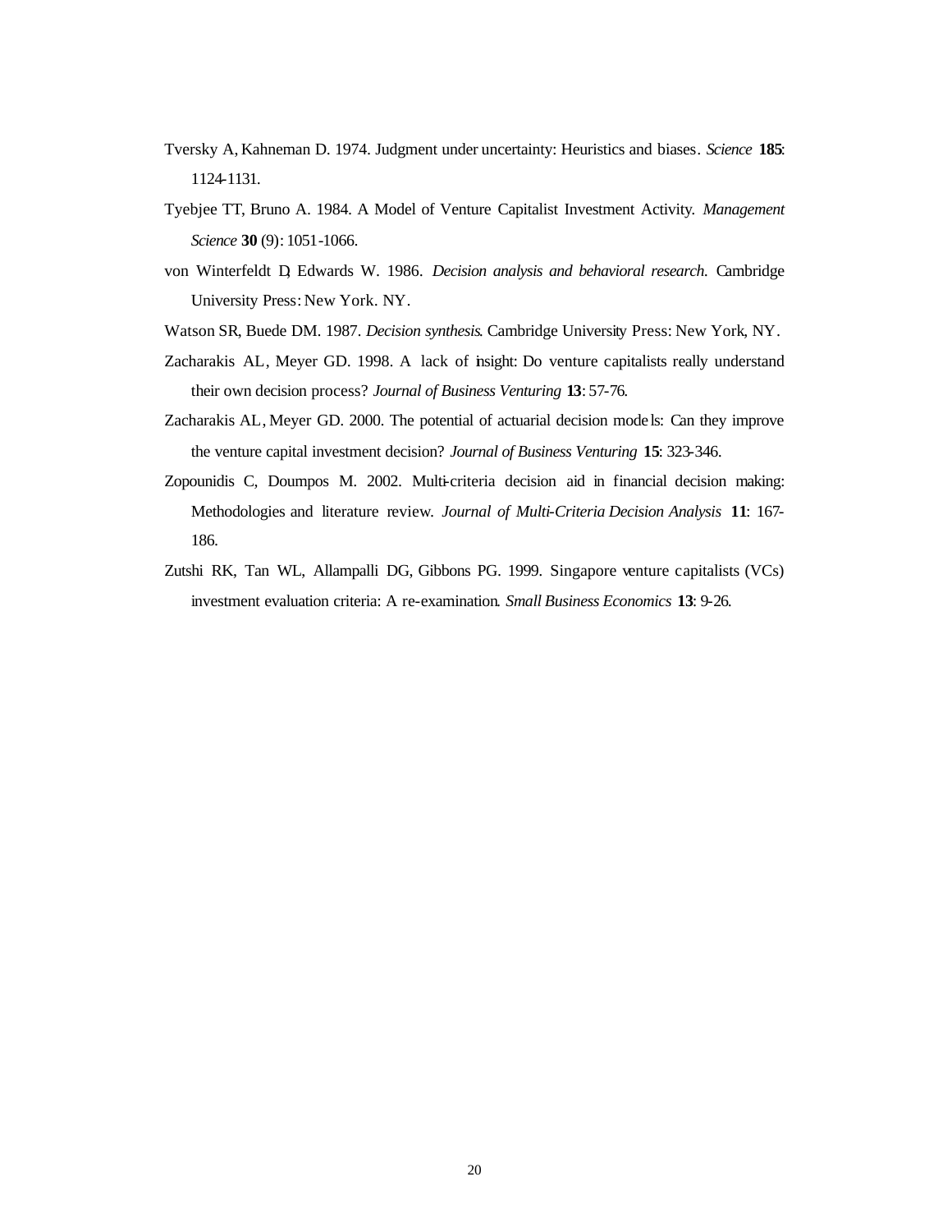Tversky A, Kahneman D. 1974. Judgment under uncertainty: Heuristics and biases. *Science* **185**: 1124-1131.

Tyebjee TT, Bruno A. 1984. A Model of Venture Capitalist Investment Activity. *Management Science* **30** (9): 1051-1066.

von Winterfeldt D, Edwards W. 1986. *Decision analysis and behavioral research*. Cambridge University Press: New York. NY.

Watson SR, Buede DM. 1987. *Decision synthesis*. Cambridge University Press: New York, NY.

Zacharakis AL, Meyer GD. 1998. A lack of insight: Do venture capitalists really understand their own decision process? *Journal of Business Venturing* **13**: 57-76.

Zacharakis AL, Meyer GD. 2000. The potential of actuarial decision models: Can they improve the venture capital investment decision? *Journal of Business Venturing* **15**: 323-346.

Zopounidis C, Doumpos M. 2002. Multi-criteria decision aid in financial decision making: Methodologies and literature review. *Journal of Multi-Criteria Decision Analysis* **11**: 167-186.

Zutshi RK, Tan WL, Allampalli DG, Gibbons PG. 1999. Singapore venture capitalists (VCs) investment evaluation criteria: A re-examination. *Small Business Economics* **13**: 9-26.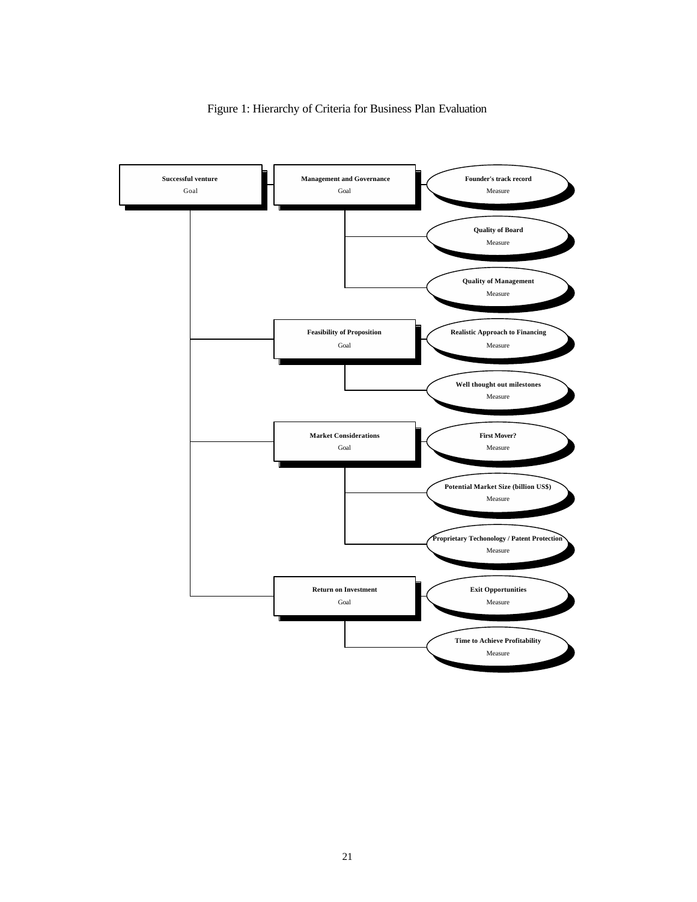Figure 1: Hierarchy of Criteria for Business Plan Evaluation

- **Successful venture** (Goal)
  - **Management and Governance** (Goal)
    - **Founder's track record** (Measure)
    - **Quality of Board** (Measure)
    - **Quality of Management** (Measure)
  - **Feasibility of Proposition** (Goal)
    - **Realistic Approach to Financing** (Measure)
    - **Well thought out milestones** (Measure)
  - **Market Considerations** (Goal)
    - **First Mover?** (Measure)
    - **Potential Market Size (billion US$)** (Measure)
    - **Proprietary Techonology / Patent Protection** (Measure)
  - **Return on Investment** (Goal)
    - **Exit Opportunities** (Measure)
    - **Time to Achieve Profitability** (Measure)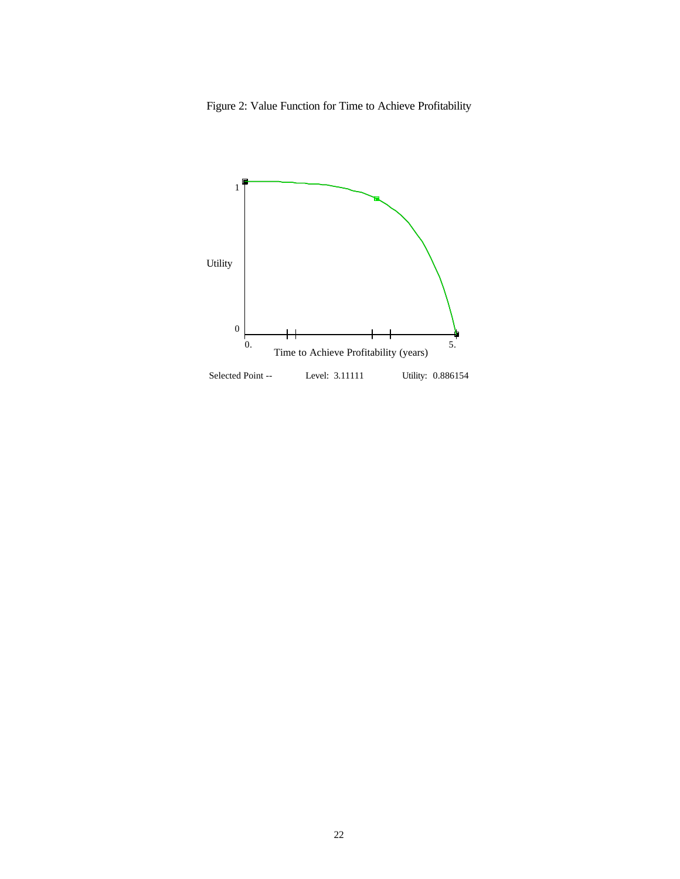Figure 2: Value Function for Time to Achieve Profitability

Utility

1

0

0.

5.

Time to Achieve Profitability (years)

Selected Point -- Level: 3.11111 Utility: 0.886154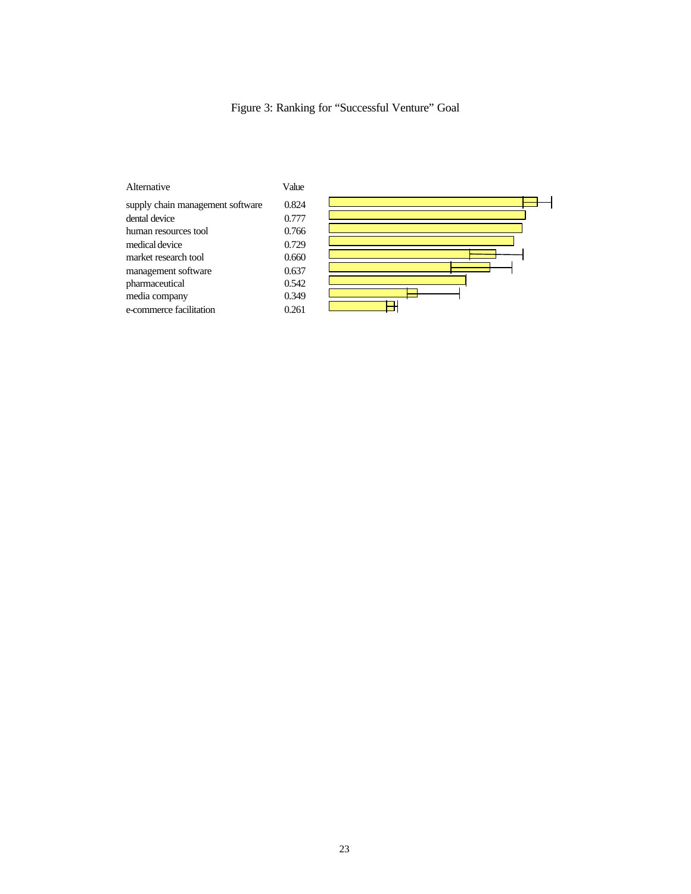Figure 3: Ranking for “Successful Venture” Goal

| Alternative | Value |
| --- | --- |
| supply chain management software | 0.824 |
| dental device | 0.777 |
| human resources tool | 0.766 |
| medical device | 0.729 |
| market research tool | 0.660 |
| management software | 0.637 |
| pharmaceutical | 0.542 |
| media company | 0.349 |
| e-commerce facilitation | 0.261 |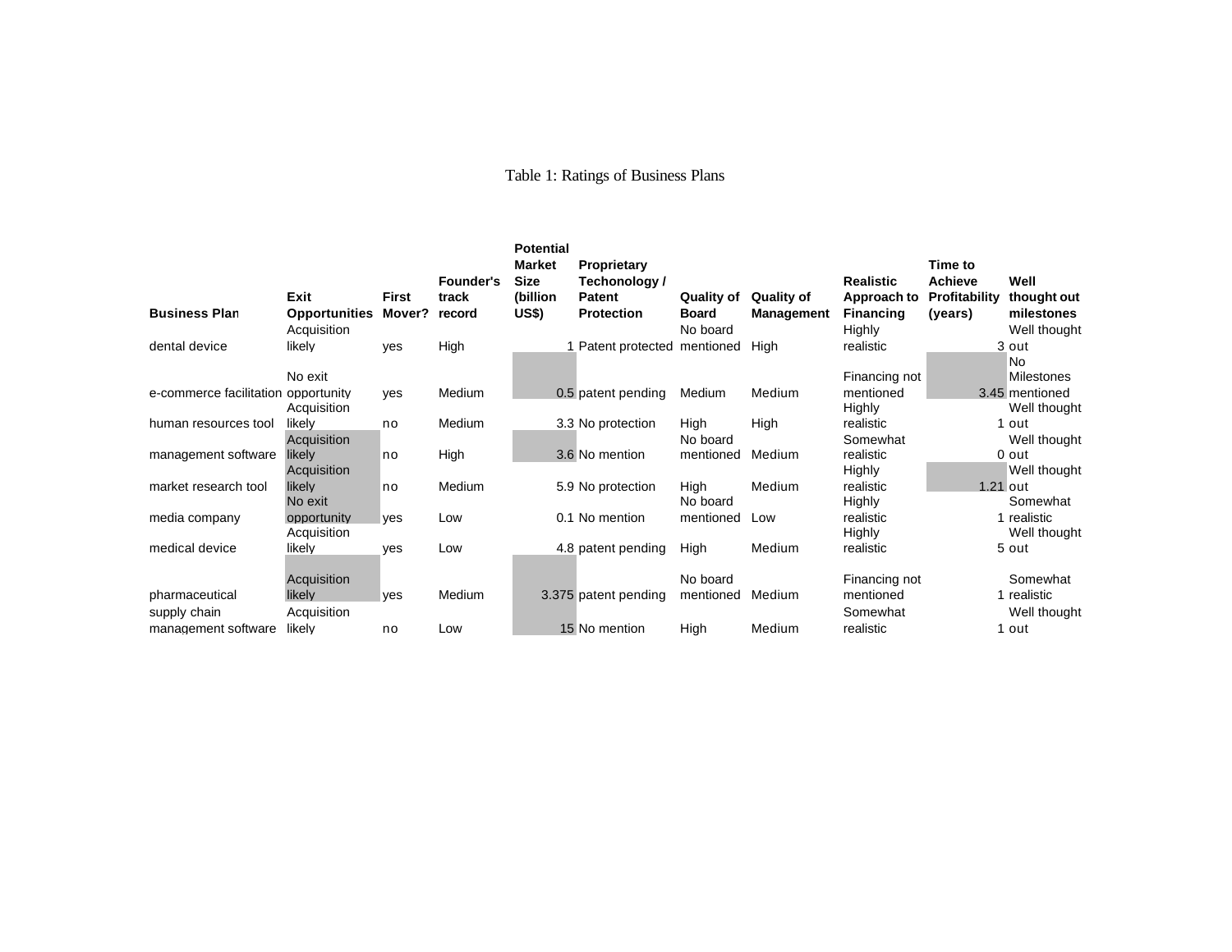Table 1: Ratings of Business Plans

| Business Plan | Exit Opportunities | First Mover? | Founder's track record | Potential Market Size (billion US$) | Proprietary Techonology / Patent Protection | Quality of Board | Quality of Management | Realistic Approach to Financing | Time to Achieve Profitability (years) | Well thought out milestones |
|---|---|---|---|---|---|---|---|---|---|---|
| dental device | Acquisition likely | yes | High | 1 | Patent protected | No board mentioned | High | Highly realistic | 3 | Well thought out |
| e-commerce facilitation | No exit opportunity | yes | Medium | 0.5 | patent pending | Medium | Medium | Financing not mentioned | 3.45 | No Milestones mentioned |
| human resources tool | Acquisition likely | no | Medium | 3.3 | No protection | High | High | Highly realistic | 1 | Well thought out |
| management software | Acquisition likely | no | High | 3.6 | No mention | No board mentioned | Medium | Somewhat realistic | 0 | Well thought out |
| market research tool | Acquisition likely | no | Medium | 5.9 | No protection | High | Medium | Highly realistic | 1.21 | Well thought out |
| media company | No exit opportunity | yes | Low | 0.1 | No mention | No board mentioned | Low | Highly realistic | 1 | Somewhat realistic |
| medical device | Acquisition likely | yes | Low | 4.8 | patent pending | High | Medium | Highly realistic | 5 | Well thought out |
| pharmaceutical | Acquisition likely | yes | Medium | 3.375 | patent pending | No board mentioned | Medium | Financing not mentioned | 1 | Somewhat realistic |
| supply chain management software | Acquisition likely | no | Low | 15 | No mention | High | Medium | Somewhat realistic | 1 | Well thought out |